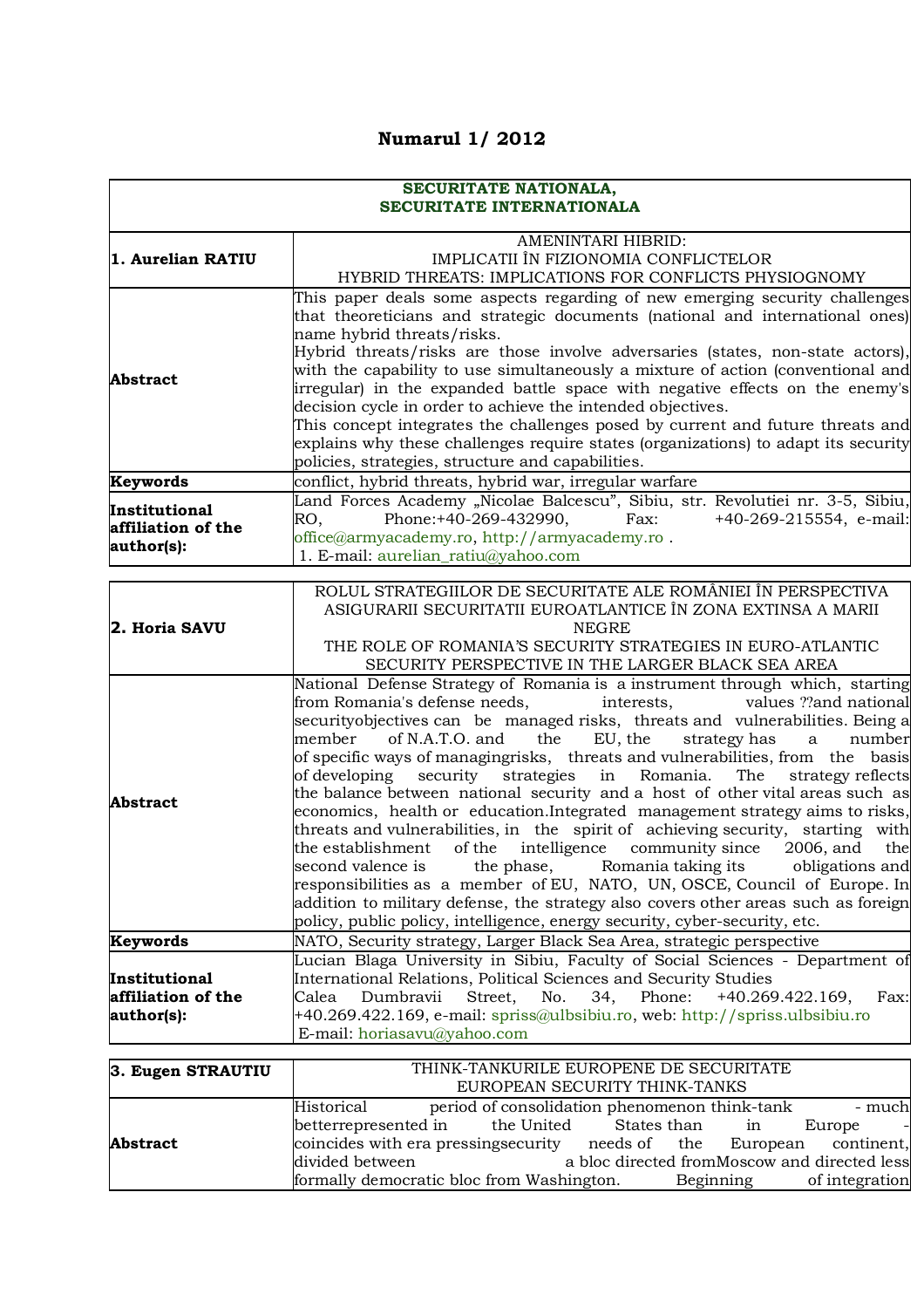# Numarul 1/ 2012

| SECURITATE NATIONALA, SECURITATE INTERNATIONALA | |
|---|---|
| **1. Aurelian RATIU** | AMENINTARI HIBRID: IMPLICATII ÎN FIZIONOMIA CONFLICTELOR<br>HYBRID THREATS: IMPLICATIONS FOR CONFLICTS PHYSIOGNOMY |
| **Abstract** | This paper deals some aspects regarding of new emerging security challenges that theoreticians and strategic documents (national and international ones) name hybrid threats/risks.<br>Hybrid threats/risks are those involve adversaries (states, non-state actors), with the capability to use simultaneously a mixture of action (conventional and irregular) in the expanded battle space with negative effects on the enemy's decision cycle in order to achieve the intended objectives.<br>This concept integrates the challenges posed by current and future threats and explains why these challenges require states (organizations) to adapt its security policies, strategies, structure and capabilities. |
| **Keywords** | conflict, hybrid threats, hybrid war, irregular warfare |
| **Institutional affiliation of the author(s):** | Land Forces Academy „Nicolae Balcescu", Sibiu, str. Revolutiei nr. 3-5, Sibiu, RO, Phone:+40-269-432990, Fax: +40-269-215554, e-mail: office@armyacademy.ro, http://armyacademy.ro .<br>1. E-mail: aurelian_ratiu@yahoo.com |

| **2. Horia SAVU** | ROLUL STRATEGIILOR DE SECURITATE ALE ROMÂNIEI ÎN PERSPECTIVA ASIGURARII SECURITATII EUROATLANTICE ÎN ZONA EXTINSA A MARII NEGRE<br>THE ROLE OF ROMANIA'S SECURITY STRATEGIES IN EURO-ATLANTIC SECURITY PERSPECTIVE IN THE LARGER BLACK SEA AREA |
|---|---|
| **Abstract** | National Defense Strategy of Romania is a instrument through which, starting from Romania's defense needs, interests, values ??and national securityobjectives can be managed risks, threats and vulnerabilities. Being a member of N.A.T.O. and the EU, the strategy has a number of specific ways of managingrisks, threats and vulnerabilities, from the basis of developing security strategies in Romania. The strategy reflects the balance between national security and a host of other vital areas such as economics, health or education.Integrated management strategy aims to risks, threats and vulnerabilities, in the spirit of achieving security, starting with the establishment of the intelligence community since 2006, and the second valence is the phase, Romania taking its obligations and responsibilities as a member of EU, NATO, UN, OSCE, Council of Europe. In addition to military defense, the strategy also covers other areas such as foreign policy, public policy, intelligence, energy security, cyber-security, etc. |
| **Keywords** | NATO, Security strategy, Larger Black Sea Area, strategic perspective |
| **Institutional affiliation of the author(s):** | Lucian Blaga University in Sibiu, Faculty of Social Sciences - Department of International Relations, Political Sciences and Security Studies<br>Calea Dumbravii Street, No. 34, Phone: +40.269.422.169, Fax: +40.269.422.169, e-mail: spriss@ulbsibiu.ro, web: http://spriss.ulbsibiu.ro<br>E-mail: horiasavu@yahoo.com |

| **3. Eugen STRAUTIU** | THINK-TANKURILE EUROPENE DE SECURITATE<br>EUROPEAN SECURITY THINK-TANKS |
|---|---|
| **Abstract** | Historical period of consolidation phenomenon think-tank - much betterrepresented in the United States than in Europe - coincides with era pressingsecurity needs of the European continent, divided between a bloc directed fromMoscow and directed less formally democratic bloc from Washington. Beginning of integration |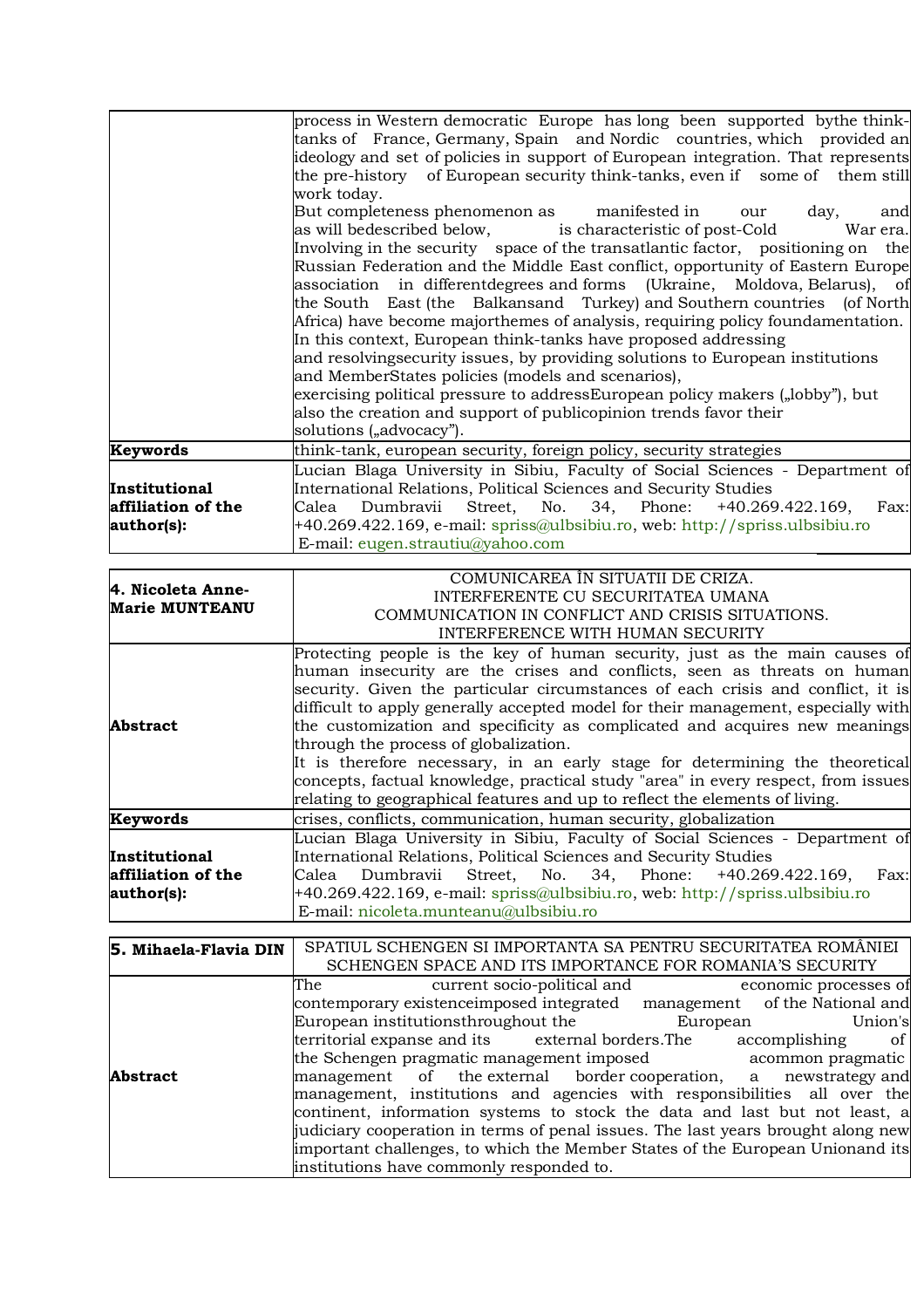| | |
|---|---|
| | process in Western democratic Europe has long been supported bythe think-tanks of France, Germany, Spain and Nordic countries, which provided an ideology and set of policies in support of European integration. That represents the pre-history of European security think-tanks, even if some of them still work today.<br>But completeness phenomenon as manifested in our day, and as will bedescribed below, is characteristic of post-Cold War era. Involving in the security space of the transatlantic factor, positioning on the Russian Federation and the Middle East conflict, opportunity of Eastern Europe association in differentdegrees and forms (Ukraine, Moldova, Belarus), of the South East (the Balkansand Turkey) and Southern countries (of North Africa) have become majorthemes of analysis, requiring policy foundamentation.<br>In this context, European think-tanks have proposed addressing and resolvingsecurity issues, by providing solutions to European institutions and MemberStates policies (models and scenarios), exercising political pressure to addressEuropean policy makers („lobby"), but also the creation and support of publicopinion trends favor their solutions („advocacy"). |
| **Keywords** | think-tank, european security, foreign policy, security strategies |
| **Institutional affiliation of the author(s):** | Lucian Blaga University in Sibiu, Faculty of Social Sciences - Department of International Relations, Political Sciences and Security Studies<br>Calea Dumbravii Street, No. 34, Phone: +40.269.422.169, Fax: +40.269.422.169, e-mail: spriss@ulbsibiu.ro, web: http://spriss.ulbsibiu.ro<br>E-mail: eugen.strautiu@yahoo.com |

| **4. Nicoleta Anne-Marie MUNTEANU** | COMUNICAREA ÎN SITUATII DE CRIZA.<br>INTERFERENTE CU SECURITATEA UMANA<br>COMMUNICATION IN CONFLICT AND CRISIS SITUATIONS.<br>INTERFERENCE WITH HUMAN SECURITY |
|---|---|
| **Abstract** | Protecting people is the key of human security, just as the main causes of human insecurity are the crises and conflicts, seen as threats on human security. Given the particular circumstances of each crisis and conflict, it is difficult to apply generally accepted model for their management, especially with the customization and specificity as complicated and acquires new meanings through the process of globalization.<br>It is therefore necessary, in an early stage for determining the theoretical concepts, factual knowledge, practical study "area" in every respect, from issues relating to geographical features and up to reflect the elements of living. |
| **Keywords** | crises, conflicts, communication, human security, globalization |
| **Institutional affiliation of the author(s):** | Lucian Blaga University in Sibiu, Faculty of Social Sciences - Department of International Relations, Political Sciences and Security Studies<br>Calea Dumbravii Street, No. 34, Phone: +40.269.422.169, Fax: +40.269.422.169, e-mail: spriss@ulbsibiu.ro, web: http://spriss.ulbsibiu.ro<br>E-mail: nicoleta.munteanu@ulbsibiu.ro |

| **5. Mihaela-Flavia DIN** | SPATIUL SCHENGEN SI IMPORTANTA SA PENTRU SECURITATEA ROMÂNIEI<br>SCHENGEN SPACE AND ITS IMPORTANCE FOR ROMANIA'S SECURITY |
|---|---|
| **Abstract** | The current socio-political and economic processes of contemporary existenceimposed integrated management of the National and European institutionsthroughout the European Union's territorial expanse and its external borders.The accomplishing of the Schengen pragmatic management imposed acommon pragmatic management of the external border cooperation, a newstrategy and management, institutions and agencies with responsibilities all over the continent, information systems to stock the data and last but not least, a judiciary cooperation in terms of penal issues. The last years brought along new important challenges, to which the Member States of the European Unionand its institutions have commonly responded to. |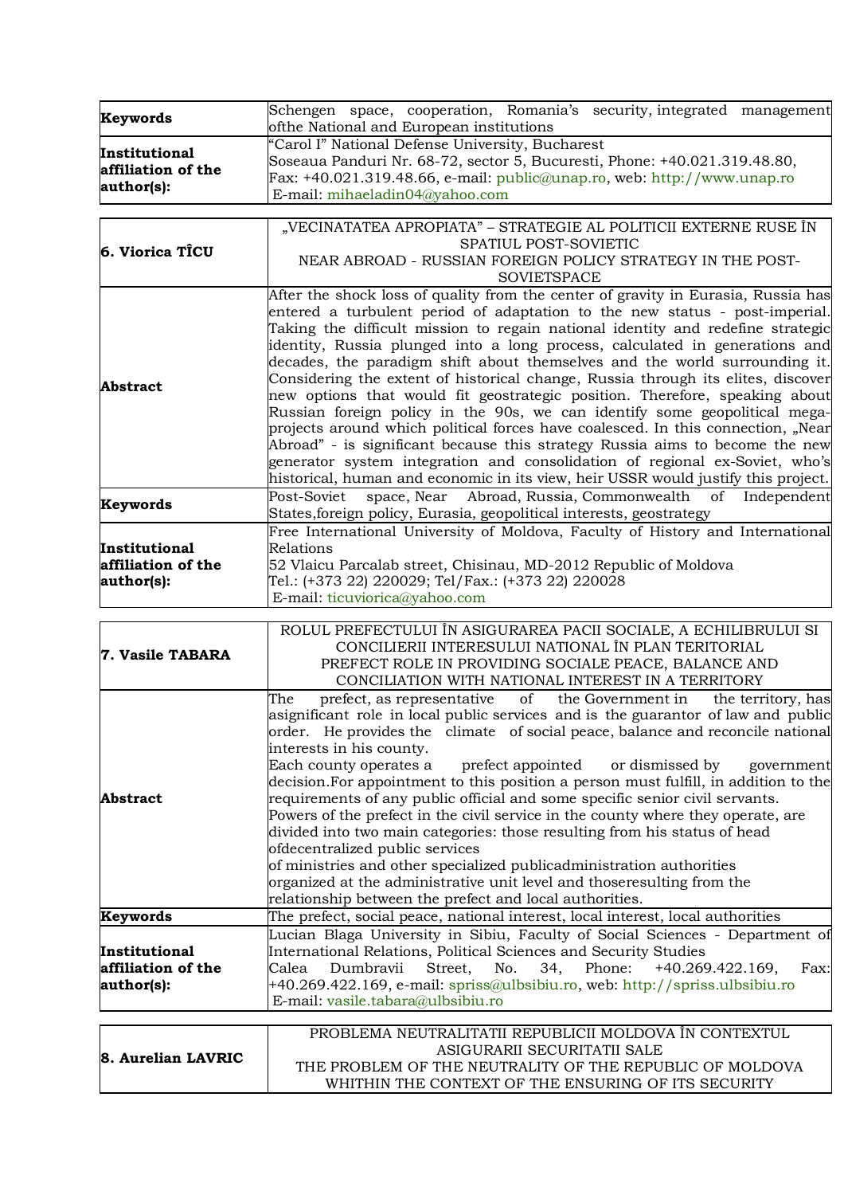| | |
|---|---|
| **Keywords** | Schengen space, cooperation, Romania's security, integrated management ofthe National and European institutions |
| **Institutional affiliation of the author(s):** | "Carol I" National Defense University, Bucharest<br>Soseaua Panduri Nr. 68-72, sector 5, Bucuresti, Phone: +40.021.319.48.80, Fax: +40.021.319.48.66, e-mail: public@unap.ro, web: http://www.unap.ro<br>E-mail: mihaeladin04@yahoo.com |

| | |
|---|---|
| **6. Viorica TÎCU** | „VECINATATEA APROPIATA" – STRATEGIE AL POLITICII EXTERNE RUSE ÎN SPATIUL POST-SOVIETIC<br>NEAR ABROAD - RUSSIAN FOREIGN POLICY STRATEGY IN THE POST-SOVIETSPACE |
| **Abstract** | After the shock loss of quality from the center of gravity in Eurasia, Russia has entered a turbulent period of adaptation to the new status - post-imperial. Taking the difficult mission to regain national identity and redefine strategic identity, Russia plunged into a long process, calculated in generations and decades, the paradigm shift about themselves and the world surrounding it. Considering the extent of historical change, Russia through its elites, discover new options that would fit geostrategic position. Therefore, speaking about Russian foreign policy in the 90s, we can identify some geopolitical mega-projects around which political forces have coalesced. In this connection, „Near Abroad" - is significant because this strategy Russia aims to become the new generator system integration and consolidation of regional ex-Soviet, who's historical, human and economic in its view, heir USSR would justify this project. |
| **Keywords** | Post-Soviet space, Near Abroad, Russia, Commonwealth of Independent States,foreign policy, Eurasia, geopolitical interests, geostrategy |
| **Institutional affiliation of the author(s):** | Free International University of Moldova, Faculty of History and International Relations<br>52 Vlaicu Parcalab street, Chisinau, MD-2012 Republic of Moldova<br>Tel.: (+373 22) 220029; Tel/Fax.: (+373 22) 220028<br>E-mail: ticuviorica@yahoo.com |

| | |
|---|---|
| **7. Vasile TABARA** | ROLUL PREFECTULUI ÎN ASIGURAREA PACII SOCIALE, A ECHILIBRULUI SI CONCILIERII INTERESULUI NATIONAL ÎN PLAN TERITORIAL<br>PREFECT ROLE IN PROVIDING SOCIALE PEACE, BALANCE AND CONCILIATION WITH NATIONAL INTEREST IN A TERRITORY |
| **Abstract** | The prefect, as representative of the Government in the territory, has asignificant role in local public services and is the guarantor of law and public order. He provides the climate of social peace, balance and reconcile national interests in his county.<br>Each county operates a prefect appointed or dismissed by government decision.For appointment to this position a person must fulfill, in addition to the requirements of any public official and some specific senior civil servants.<br>Powers of the prefect in the civil service in the county where they operate, are divided into two main categories: those resulting from his status of head ofdecentralized public services<br>of ministries and other specialized publicadministration authorities organized at the administrative unit level and thoseresulting from the relationship between the prefect and local authorities. |
| **Keywords** | The prefect, social peace, national interest, local interest, local authorities |
| **Institutional affiliation of the author(s):** | Lucian Blaga University in Sibiu, Faculty of Social Sciences - Department of International Relations, Political Sciences and Security Studies<br>Calea Dumbravii Street, No. 34, Phone: +40.269.422.169, Fax: +40.269.422.169, e-mail: spriss@ulbsibiu.ro, web: http://spriss.ulbsibiu.ro<br>E-mail: vasile.tabara@ulbsibiu.ro |

| | |
|---|---|
| **8. Aurelian LAVRIC** | PROBLEMA NEUTRALITATII REPUBLICII MOLDOVA ÎN CONTEXTUL ASIGURARII SECURITATII SALE<br>THE PROBLEM OF THE NEUTRALITY OF THE REPUBLIC OF MOLDOVA WHITHIN THE CONTEXT OF THE ENSURING OF ITS SECURITY |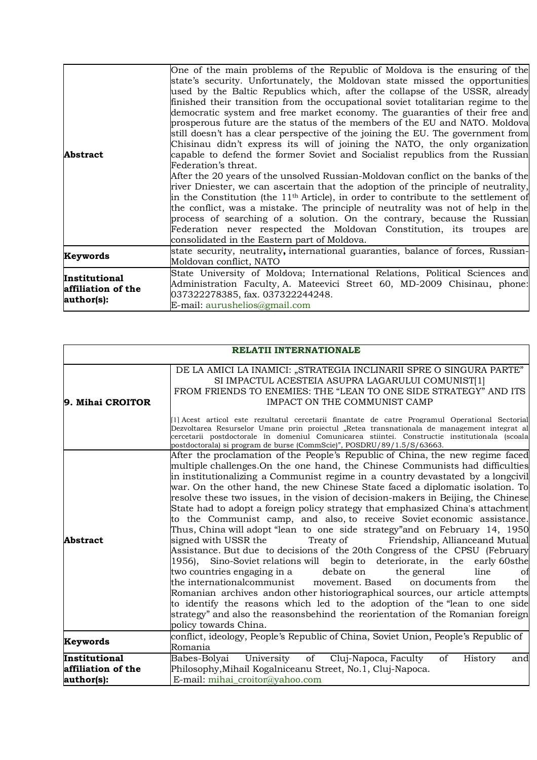| | |
|---|---|
| **Abstract** | One of the main problems of the Republic of Moldova is the ensuring of the state's security. Unfortunately, the Moldovan state missed the opportunities used by the Baltic Republics which, after the collapse of the USSR, already finished their transition from the occupational soviet totalitarian regime to the democratic system and free market economy. The guaranties of their free and prosperous future are the status of the members of the EU and NATO. Moldova still doesn't has a clear perspective of the joining the EU. The government from Chisinau didn't express its will of joining the NATO, the only organization capable to defend the former Soviet and Socialist republics from the Russian Federation's threat.<br>After the 20 years of the unsolved Russian-Moldovan conflict on the banks of the river Dniester, we can ascertain that the adoption of the principle of neutrality, in the Constitution (the 11th Article), in order to contribute to the settlement of the conflict, was a mistake. The principle of neutrality was not of help in the process of searching of a solution. On the contrary, because the Russian Federation never respected the Moldovan Constitution, its troupes are consolidated in the Eastern part of Moldova. |
| **Keywords** | state security, neutrality**,** international guaranties, balance of forces, Russian-Moldovan conflict, NATO |
| **Institutional affiliation of the author(s):** | State University of Moldova; International Relations, Political Sciences and Administration Faculty, A. Mateevici Street 60, MD-2009 Chisinau, phone: 037322278385, fax. 037322244248.<br>E-mail: aurushelios@gmail.com |

| **RELATII INTERNATIONALE** | |
|---|---|
| **9. Mihai CROITOR** | DE LA AMICI LA INAMICI: „STRATEGIA INCLINARII SPRE O SINGURA PARTE" SI IMPACTUL ACESTEIA ASUPRA LAGARULUI COMUNIST[1]<br>FROM FRIENDS TO ENEMIES: THE "LEAN TO ONE SIDE STRATEGY" AND ITS IMPACT ON THE COMMUNIST CAMP<br><br>[1] Acest articol este rezultatul cercetarii finantate de catre Programul Operational Sectorial Dezvoltarea Resurselor Umane prin proiectul „Retea transnationala de management integrat al cercetarii postdoctorale în domeniul Comunicarea stiintei. Constructie institutionala (scoala postdoctorala) si program de burse (CommScie)", POSDRU/89/1.5/S/63663. |
| **Abstract** | After the proclamation of the People's Republic of China, the new regime faced multiple challenges.On the one hand, the Chinese Communists had difficulties in institutionalizing a Communist regime in a country devastated by a longcivil war. On the other hand, the new Chinese State faced a diplomatic isolation. To resolve these two issues, in the vision of decision-makers in Beijing, the Chinese State had to adopt a foreign policy strategy that emphasized China's attachment to the Communist camp, and also, to receive Soviet economic assistance. Thus, China will adopt "lean to one side strategy"and on February 14, 1950 signed with USSR the Treaty of Friendship, Allianceand Mutual Assistance. But due to decisions of the 20th Congress of the CPSU (February 1956), Sino-Soviet relations will begin to deteriorate, in the early 60sthe two countries engaging in a debate on the general line of the internationalcommunist movement. Based on documents from the Romanian archives andon other historiographical sources, our article attempts to identify the reasons which led to the adoption of the "lean to one side strategy" and also the reasonsbehind the reorientation of the Romanian foreign policy towards China. |
| **Keywords** | conflict, ideology, People's Republic of China, Soviet Union, People's Republic of Romania |
| **Institutional affiliation of the author(s):** | Babes-Bolyai University of Cluj-Napoca, Faculty of History and Philosophy,Mihail Kogalniceanu Street, No.1, Cluj-Napoca.<br>E-mail: mihai_croitor@yahoo.com |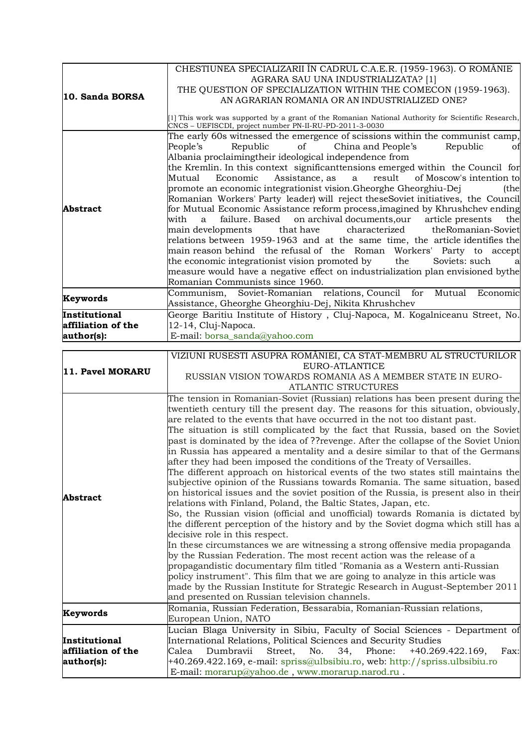| 10. Sanda BORSA | CHESTIUNEA SPECIALIZARII ÎN CADRUL C.A.E.R. (1959-1963). O ROMÂNIE AGRARA SAU UNA INDUSTRIALIZATA? [1]<br>THE QUESTION OF SPECIALIZATION WITHIN THE COMECON (1959-1963). AN AGRARIAN ROMANIA OR AN INDUSTRIALIZED ONE?<br><br>[1] This work was supported by a grant of the Romanian National Authority for Scientific Research, CNCS – UEFISCDI, project number PN-II-RU-PD-2011-3-0030 |
|---|---|
| **Abstract** | The early 60s witnessed the emergence of scissions within the communist camp, People's Republic of China and People's Republic of Albania proclaimingtheir ideological independence from the Kremlin. In this context significanttensions emerged within the Council for Mutual Economic Assistance, as a result of Moscow's intention to promote an economic integrationist vision.Gheorghe Gheorghiu-Dej (the Romanian Workers' Party leader) will reject theseSoviet initiatives, the Council for Mutual Economic Assistance reform process,imagined by Khrushchev ending with a failure. Based on archival documents,our article presents the main developments that have characterized theRomanian-Soviet relations between 1959-1963 and at the same time, the article identifies the main reason behind the refusal of the Roman Workers' Party to accept the economic integrationist vision promoted by the Soviets: such a measure would have a negative effect on industrialization plan envisioned bythe Romanian Communists since 1960. |
| **Keywords** | Communism, Soviet-Romanian relations, Council for Mutual Economic Assistance, Gheorghe Gheorghiu-Dej, Nikita Khrushchev |
| **Institutional affiliation of the author(s):** | George Baritiu Institute of History , Cluj-Napoca, M. Kogalniceanu Street, No. 12-14, Cluj-Napoca.<br>E-mail: borsa_sanda@yahoo.com |

| 11. Pavel MORARU | VIZIUNI RUSESTI ASUPRA ROMÂNIEI, CA STAT-MEMBRU AL STRUCTURILOR EURO-ATLANTICE<br>RUSSIAN VISION TOWARDS ROMANIA AS A MEMBER STATE IN EURO-ATLANTIC STRUCTURES |
|---|---|
| **Abstract** | The tension in Romanian-Soviet (Russian) relations has been present during the twentieth century till the present day. The reasons for this situation, obviously, are related to the events that have occurred in the not too distant past.<br>The situation is still complicated by the fact that Russia, based on the Soviet past is dominated by the idea of ??revenge. After the collapse of the Soviet Union in Russia has appeared a mentality and a desire similar to that of the Germans after they had been imposed the conditions of the Treaty of Versailles.<br>The different approach on historical events of the two states still maintains the subjective opinion of the Russians towards Romania. The same situation, based on historical issues and the soviet position of the Russia, is present also in their relations with Finland, Poland, the Baltic States, Japan, etc.<br>So, the Russian vision (official and unofficial) towards Romania is dictated by the different perception of the history and by the Soviet dogma which still has a decisive role in this respect.<br>In these circumstances we are witnessing a strong offensive media propaganda by the Russian Federation. The most recent action was the release of a propagandistic documentary film titled "Romania as a Western anti-Russian policy instrument". This film that we are going to analyze in this article was made by the Russian Institute for Strategic Research in August-September 2011 and presented on Russian television channels. |
| **Keywords** | Romania, Russian Federation, Bessarabia, Romanian-Russian relations, European Union, NATO |
| **Institutional affiliation of the author(s):** | Lucian Blaga University in Sibiu, Faculty of Social Sciences - Department of International Relations, Political Sciences and Security Studies<br>Calea Dumbravii Street, No. 34, Phone: +40.269.422.169, Fax: +40.269.422.169, e-mail: spriss@ulbsibiu.ro, web: http://spriss.ulbsibiu.ro<br>E-mail: morarup@yahoo.de , www.morarup.narod.ru . |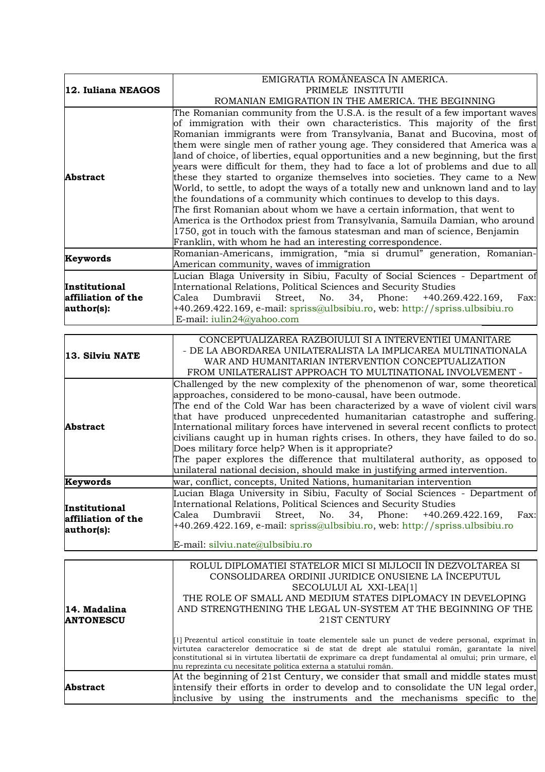| 12. Iuliana NEAGOS | EMIGRATIA ROMÂNEASCA ÎN AMERICA.<br>PRIMELE INSTITUTII<br>ROMANIAN EMIGRATION IN THE AMERICA. THE BEGINNING |
|---|---|
| **Abstract** | The Romanian community from the U.S.A. is the result of a few important waves of immigration with their own characteristics. This majority of the first Romanian immigrants were from Transylvania, Banat and Bucovina, most of them were single men of rather young age. They considered that America was a land of choice, of liberties, equal opportunities and a new beginning, but the first years were difficult for them, they had to face a lot of problems and due to all these they started to organize themselves into societies. They came to a New World, to settle, to adopt the ways of a totally new and unknown land and to lay the foundations of a community which continues to develop to this days.<br>The first Romanian about whom we have a certain information, that went to America is the Orthodox priest from Transylvania, Samuila Damian, who around 1750, got in touch with the famous statesman and man of science, Benjamin Franklin, with whom he had an interesting correspondence. |
| **Keywords** | Romanian-Americans, immigration, "mia si drumul" generation, Romanian-American community, waves of immigration |
| **Institutional affiliation of the author(s):** | Lucian Blaga University in Sibiu, Faculty of Social Sciences - Department of International Relations, Political Sciences and Security Studies<br>Calea Dumbravii Street, No. 34, Phone: +40.269.422.169, Fax: +40.269.422.169, e-mail: spriss@ulbsibiu.ro, web: http://spriss.ulbsibiu.ro<br>E-mail: iulin24@yahoo.com |

| 13. Silviu NATE | CONCEPTUALIZAREA RAZBOIULUI SI A INTERVENTIEI UMANITARE<br>- DE LA ABORDAREA UNILATERALISTA LA IMPLICAREA MULTINATIONALA<br>WAR AND HUMANITARIAN INTERVENTION CONCEPTUALIZATION<br>FROM UNILATERALIST APPROACH TO MULTINATIONAL INVOLVEMENT - |
|---|---|
| **Abstract** | Challenged by the new complexity of the phenomenon of war, some theoretical approaches, considered to be mono-causal, have been outmode.<br>The end of the Cold War has been characterized by a wave of violent civil wars that have produced unprecedented humanitarian catastrophe and suffering. International military forces have intervened in several recent conflicts to protect civilians caught up in human rights crises. In others, they have failed to do so. Does military force help? When is it appropriate?<br>The paper explores the difference that multilateral authority, as opposed to unilateral national decision, should make in justifying armed intervention. |
| **Keywords** | war, conflict, concepts, United Nations, humanitarian intervention |
| **Institutional affiliation of the author(s):** | Lucian Blaga University in Sibiu, Faculty of Social Sciences - Department of International Relations, Political Sciences and Security Studies<br>Calea Dumbravii Street, No. 34, Phone: +40.269.422.169, Fax: +40.269.422.169, e-mail: spriss@ulbsibiu.ro, web: http://spriss.ulbsibiu.ro<br>E-mail: silviu.nate@ulbsibiu.ro |

| 14. Madalina ANTONESCU | ROLUL DIPLOMATIEI STATELOR MICI SI MIJLOCII ÎN DEZVOLTAREA SI CONSOLIDAREA ORDINII JURIDICE ONUSIENE LA ÎNCEPUTUL SECOLULUI AL XXI-LEA[1]<br>THE ROLE OF SMALL AND MEDIUM STATES DIPLOMACY IN DEVELOPING AND STRENGTHENING THE LEGAL UN-SYSTEM AT THE BEGINNING OF THE 21ST CENTURY<br><br>[1] Prezentul articol constituie în toate elementele sale un punct de vedere personal, exprimat în virtutea caracterelor democratice si de stat de drept ale statului român, garantate la nivel constitutional si în virtutea libertatii de exprimare ca drept fundamental al omului; prin urmare, el nu reprezinta cu necesitate politica externa a statului român. |
|---|---|
| **Abstract** | At the beginning of 21st Century, we consider that small and middle states must intensify their efforts in order to develop and to consolidate the UN legal order, inclusive by using the instruments and the mechanisms specific to the |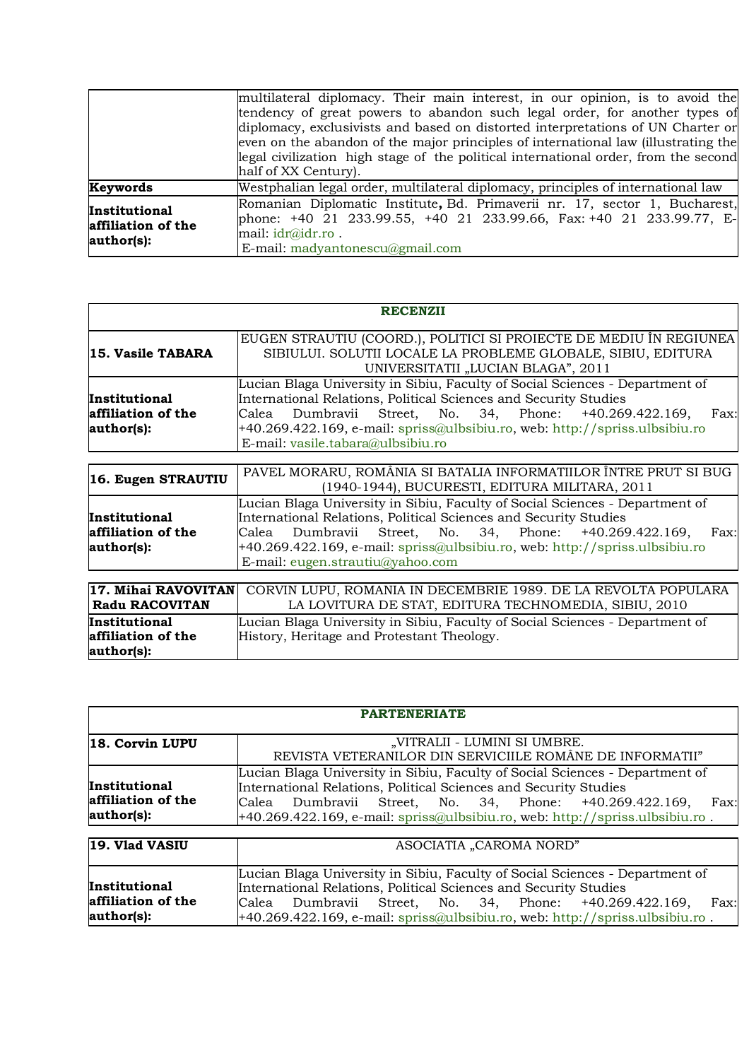| | |
|---|---|
| | multilateral diplomacy. Their main interest, in our opinion, is to avoid the tendency of great powers to abandon such legal order, for another types of diplomacy, exclusivists and based on distorted interpretations of UN Charter or even on the abandon of the major principles of international law (illustrating the legal civilization high stage of the political international order, from the second half of XX Century). |
| **Keywords** | Westphalian legal order, multilateral diplomacy, principles of international law |
| **Institutional affiliation of the author(s):** | Romanian Diplomatic Institute**,** Bd. Primaverii nr. 17, sector 1, Bucharest, phone: +40 21 233.99.55, +40 21 233.99.66, Fax: +40 21 233.99.77, E-mail: idr@idr.ro . E-mail: madyantonescu@gmail.com |

## RECENZII

| | |
|---|---|
| **15. Vasile TABARA** | EUGEN STRAUTIU (COORD.), POLITICI SI PROIECTE DE MEDIU ÎN REGIUNEA SIBIULUI. SOLUTII LOCALE LA PROBLEME GLOBALE, SIBIU, EDITURA UNIVERSITATII „LUCIAN BLAGA", 2011 |
| **Institutional affiliation of the author(s):** | Lucian Blaga University in Sibiu, Faculty of Social Sciences - Department of International Relations, Political Sciences and Security Studies Calea Dumbravii Street, No. 34, Phone: +40.269.422.169, Fax: +40.269.422.169, e-mail: spriss@ulbsibiu.ro, web: http://spriss.ulbsibiu.ro E-mail: vasile.tabara@ulbsibiu.ro |

| | |
|---|---|
| **16. Eugen STRAUTIU** | PAVEL MORARU, ROMÂNIA SI BATALIA INFORMATIILOR ÎNTRE PRUT SI BUG (1940-1944), BUCURESTI, EDITURA MILITARA, 2011 |
| **Institutional affiliation of the author(s):** | Lucian Blaga University in Sibiu, Faculty of Social Sciences - Department of International Relations, Political Sciences and Security Studies Calea Dumbravii Street, No. 34, Phone: +40.269.422.169, Fax: +40.269.422.169, e-mail: spriss@ulbsibiu.ro, web: http://spriss.ulbsibiu.ro E-mail: eugen.strautiu@yahoo.com |

| | |
|---|---|
| **17. Mihai RAVOVITAN Radu RACOVITAN** | CORVIN LUPU, ROMANIA IN DECEMBRIE 1989. DE LA REVOLTA POPULARA LA LOVITURA DE STAT, EDITURA TECHNOMEDIA, SIBIU, 2010 |
| **Institutional affiliation of the author(s):** | Lucian Blaga University in Sibiu, Faculty of Social Sciences - Department of History, Heritage and Protestant Theology. |

## PARTENERIATE

| | |
|---|---|
| **18. Corvin LUPU** | „VITRALII - LUMINI SI UMBRE. REVISTA VETERANILOR DIN SERVICIILE ROMÂNE DE INFORMATII" |
| **Institutional affiliation of the author(s):** | Lucian Blaga University in Sibiu, Faculty of Social Sciences - Department of International Relations, Political Sciences and Security Studies Calea Dumbravii Street, No. 34, Phone: +40.269.422.169, Fax: +40.269.422.169, e-mail: spriss@ulbsibiu.ro, web: http://spriss.ulbsibiu.ro . |

| | |
|---|---|
| **19. Vlad VASIU** | ASOCIATIA „CAROMA NORD" |
| **Institutional affiliation of the author(s):** | Lucian Blaga University in Sibiu, Faculty of Social Sciences - Department of International Relations, Political Sciences and Security Studies Calea Dumbravii Street, No. 34, Phone: +40.269.422.169, Fax: +40.269.422.169, e-mail: spriss@ulbsibiu.ro, web: http://spriss.ulbsibiu.ro . |